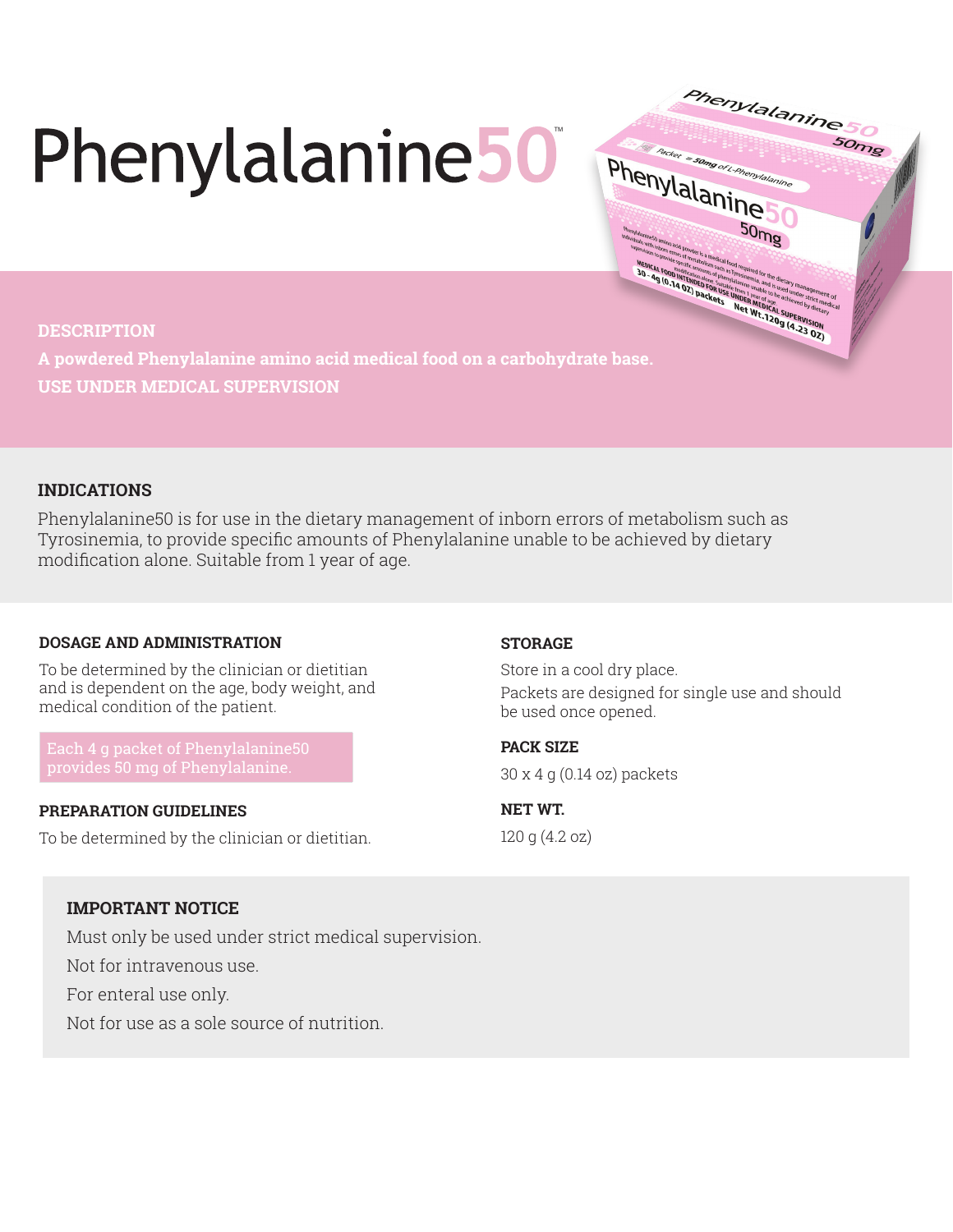# Phenylalanine50™

## DESCRIPTION

**A powdered Phenylalanine amino acid medical food on a carbohydrate base.**

**USE UNDER MEDICAL SUPERVISION**

## INDICATIONS

Phenylalanine50 is for use in the dietary management of inborn errors of metabolism such as Tyrosinemia, to provide specific amounts of Phenylalanine unable to be achieved by dietary modification alone. Suitable from 1 year of age.

## DOSAGE AND ADMINISTRATION

To be determined by the clinician or dietitian and is dependent on the age, body weight, and medical condition of the patient.

Each 4 g packet of Phenylalanine50 provides 50 mg of Phenylalanine.

## PREPARATION GUIDELINES

To be determined by the clinician or dietitian.

## STORAGE

Store in a cool dry place.

Packets are designed for single use and should be used once opened.

## PACK SIZE

30 x 4 g (0.14 oz) packets

## NET WT.

120 g (4.2 oz)

## IMPORTANT NOTICE

Must only be used under strict medical supervision.

Not for intravenous use.

For enteral use only.

Not for use as a sole source of nutrition.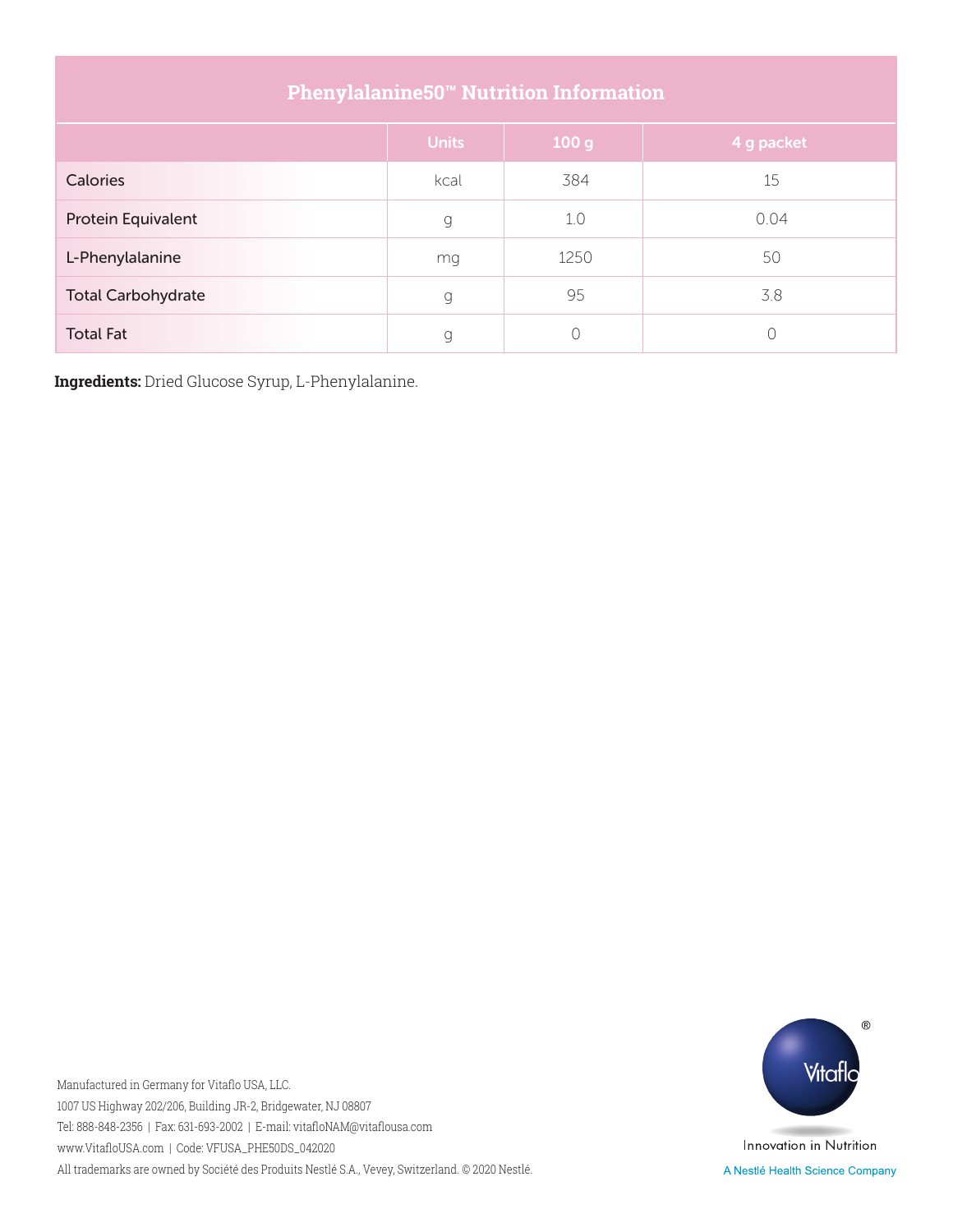## Phenylalanine50™ Nutrition Information

| | Units | 100 g | 4 g packet |
|---|---|---|---|
| Calories | kcal | 384 | 15 |
| Protein Equivalent | g | 1.0 | 0.04 |
| L-Phenylalanine | mg | 1250 | 50 |
| Total Carbohydrate | g | 95 | 3.8 |
| Total Fat | g | 0 | 0 |

**Ingredients:** Dried Glucose Syrup, L-Phenylalanine.

Manufactured in Germany for Vitaflo USA, LLC.
1007 US Highway 202/206, Building JR-2, Bridgewater, NJ 08807
Tel: 888-848-2356 | Fax: 631-693-2002 | E-mail: vitafloNAM@vitaflousa.com
www.VitafloUSA.com | Code: VFUSA_PHE50DS_042020
All trademarks are owned by Société des Produits Nestlé S.A., Vevey, Switzerland. © 2020 Nestlé.

Vitaflo®
Innovation in Nutrition
A Nestlé Health Science Company